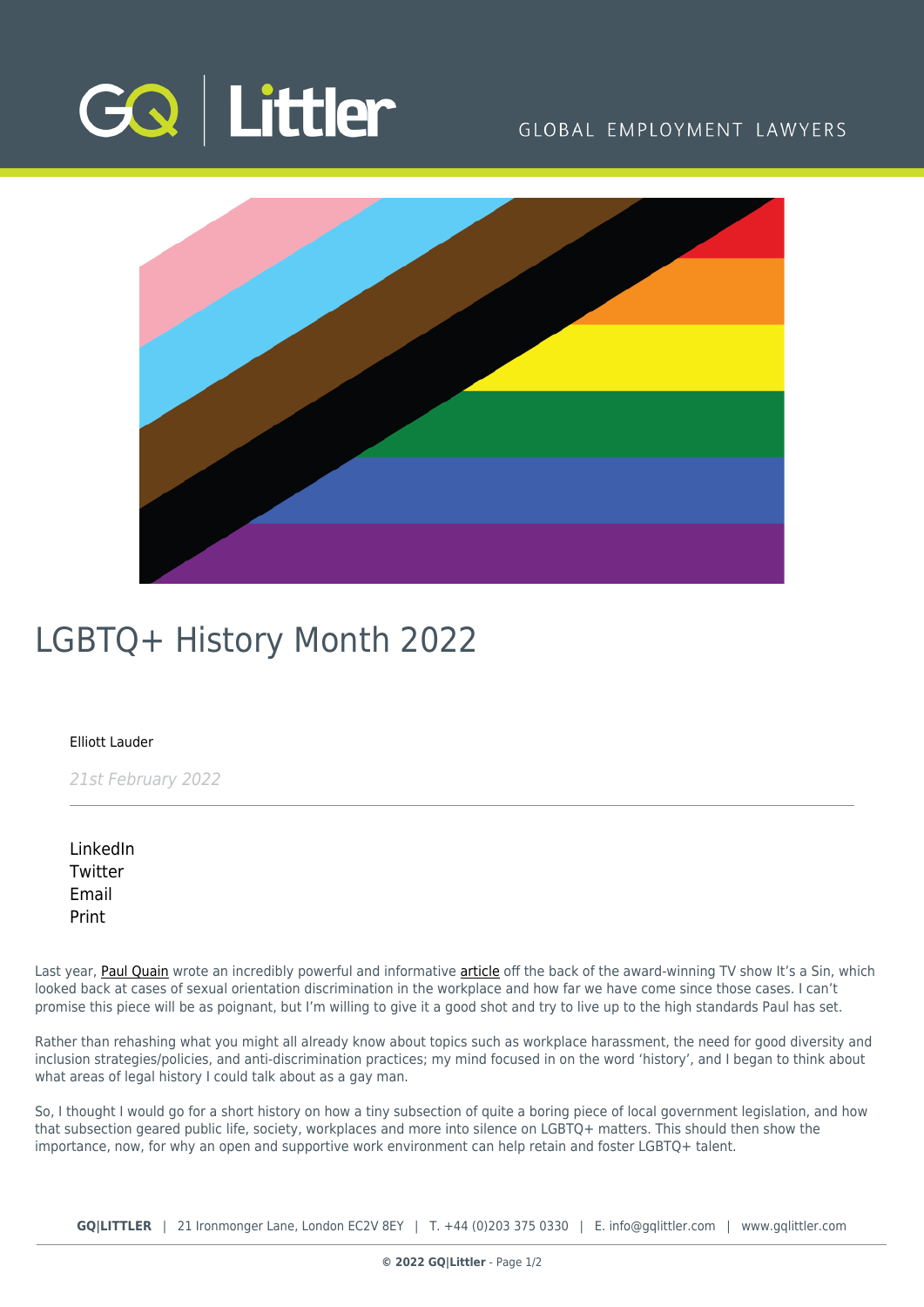# LGBTQ+ History Month 2022

Elliott Lauder

*21st February 2022*

---

LinkedIn
Twitter
Email
Print

Last year, Paul Quain wrote an incredibly powerful and informative article off the back of the award-winning TV show It's a Sin, which looked back at cases of sexual orientation discrimination in the workplace and how far we have come since those cases. I can't promise this piece will be as poignant, but I'm willing to give it a good shot and try to live up to the high standards Paul has set.

Rather than rehashing what you might all already know about topics such as workplace harassment, the need for good diversity and inclusion strategies/policies, and anti-discrimination practices; my mind focused in on the word 'history', and I began to think about what areas of legal history I could talk about as a gay man.

So, I thought I would go for a short history on how a tiny subsection of quite a boring piece of local government legislation, and how that subsection geared public life, society, workplaces and more into silence on LGBTQ+ matters. This should then show the importance, now, for why an open and supportive work environment can help retain and foster LGBTQ+ talent.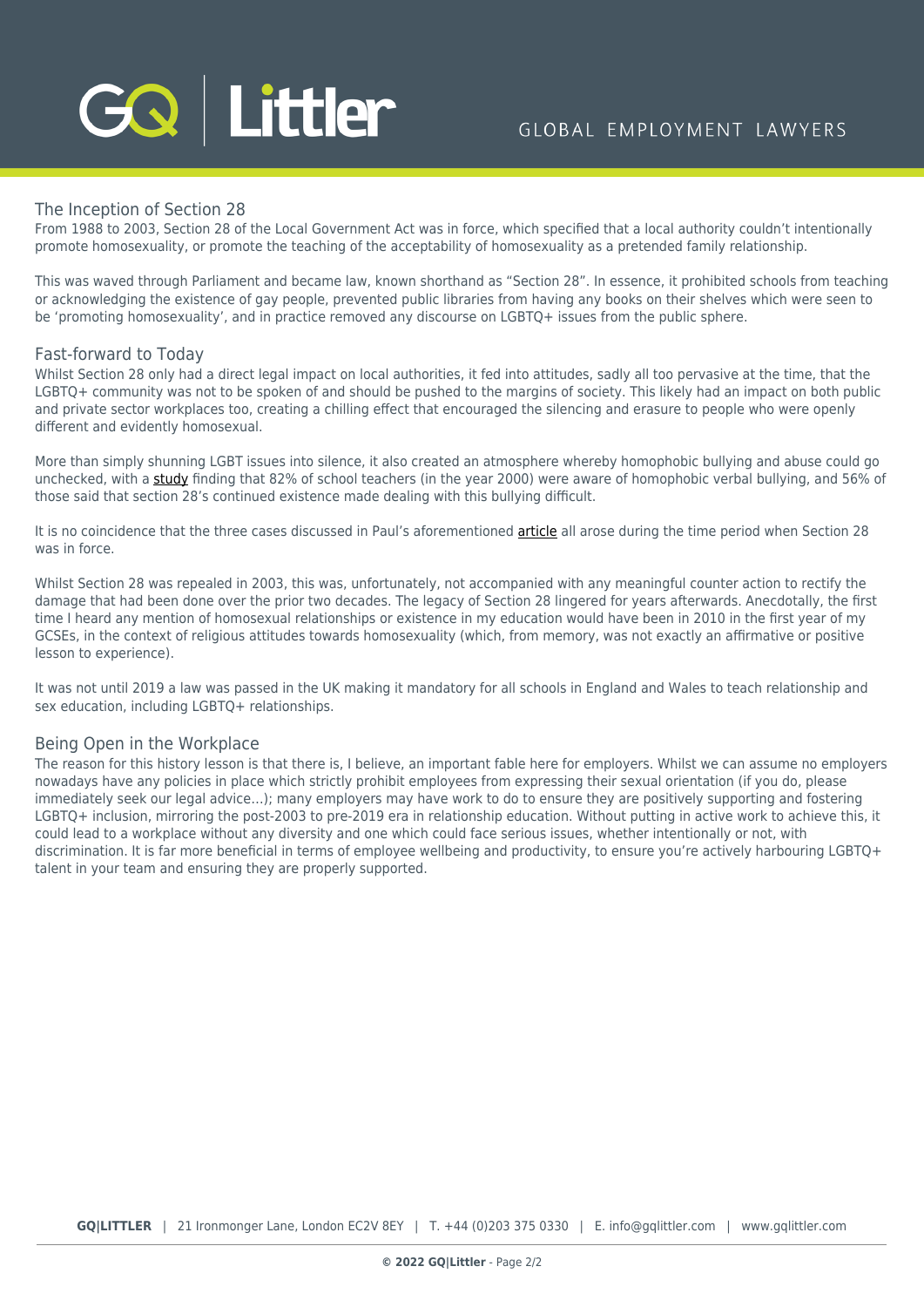## The Inception of Section 28

From 1988 to 2003, Section 28 of the Local Government Act was in force, which specified that a local authority couldn't intentionally promote homosexuality, or promote the teaching of the acceptability of homosexuality as a pretended family relationship.

This was waved through Parliament and became law, known shorthand as "Section 28". In essence, it prohibited schools from teaching or acknowledging the existence of gay people, prevented public libraries from having any books on their shelves which were seen to be 'promoting homosexuality', and in practice removed any discourse on LGBTQ+ issues from the public sphere.

## Fast-forward to Today

Whilst Section 28 only had a direct legal impact on local authorities, it fed into attitudes, sadly all too pervasive at the time, that the LGBTQ+ community was not to be spoken of and should be pushed to the margins of society. This likely had an impact on both public and private sector workplaces too, creating a chilling effect that encouraged the silencing and erasure to people who were openly different and evidently homosexual.

More than simply shunning LGBT issues into silence, it also created an atmosphere whereby homophobic bullying and abuse could go unchecked, with a study finding that 82% of school teachers (in the year 2000) were aware of homophobic verbal bullying, and 56% of those said that section 28's continued existence made dealing with this bullying difficult.

It is no coincidence that the three cases discussed in Paul's aforementioned article all arose during the time period when Section 28 was in force.

Whilst Section 28 was repealed in 2003, this was, unfortunately, not accompanied with any meaningful counter action to rectify the damage that had been done over the prior two decades. The legacy of Section 28 lingered for years afterwards. Anecdotally, the first time I heard any mention of homosexual relationships or existence in my education would have been in 2010 in the first year of my GCSEs, in the context of religious attitudes towards homosexuality (which, from memory, was not exactly an affirmative or positive lesson to experience).

It was not until 2019 a law was passed in the UK making it mandatory for all schools in England and Wales to teach relationship and sex education, including LGBTQ+ relationships.

## Being Open in the Workplace

The reason for this history lesson is that there is, I believe, an important fable here for employers. Whilst we can assume no employers nowadays have any policies in place which strictly prohibit employees from expressing their sexual orientation (if you do, please immediately seek our legal advice…); many employers may have work to do to ensure they are positively supporting and fostering LGBTQ+ inclusion, mirroring the post-2003 to pre-2019 era in relationship education. Without putting in active work to achieve this, it could lead to a workplace without any diversity and one which could face serious issues, whether intentionally or not, with discrimination. It is far more beneficial in terms of employee wellbeing and productivity, to ensure you're actively harbouring LGBTQ+ talent in your team and ensuring they are properly supported.